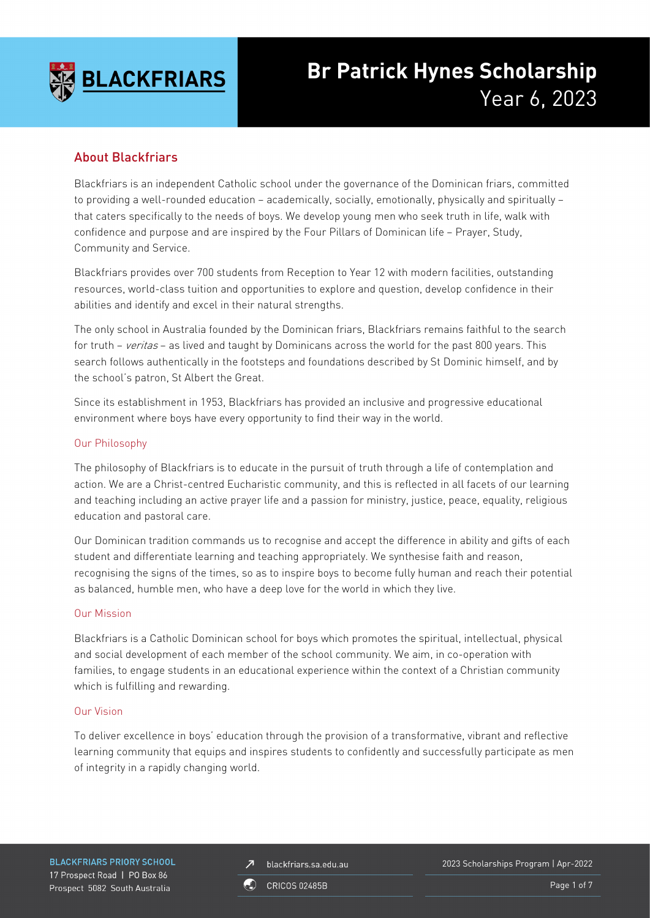# Br Patrick Hynes Scholarship

Year 6, 2023

## About Blackfriars

Blackfriars is an independent Catholic school under the governance of the Dominican friars, committed to providing a well-rounded education – academically, socially, emotionally, physically and spiritually – that caters specifically to the needs of boys. We develop young men who seek truth in life, walk with confidence and purpose and are inspired by the Four Pillars of Dominican life – Prayer, Study, Community and Service.

Blackfriars provides over 700 students from Reception to Year 12 with modern facilities, outstanding resources, world-class tuition and opportunities to explore and question, develop confidence in their abilities and identify and excel in their natural strengths.

The only school in Australia founded by the Dominican friars, Blackfriars remains faithful to the search for truth – *veritas* – as lived and taught by Dominicans across the world for the past 800 years. This search follows authentically in the footsteps and foundations described by St Dominic himself, and by the school's patron, St Albert the Great.

Since its establishment in 1953, Blackfriars has provided an inclusive and progressive educational environment where boys have every opportunity to find their way in the world.

### Our Philosophy

The philosophy of Blackfriars is to educate in the pursuit of truth through a life of contemplation and action. We are a Christ-centred Eucharistic community, and this is reflected in all facets of our learning and teaching including an active prayer life and a passion for ministry, justice, peace, equality, religious education and pastoral care.

Our Dominican tradition commands us to recognise and accept the difference in ability and gifts of each student and differentiate learning and teaching appropriately. We synthesise faith and reason, recognising the signs of the times, so as to inspire boys to become fully human and reach their potential as balanced, humble men, who have a deep love for the world in which they live.

### Our Mission

Blackfriars is a Catholic Dominican school for boys which promotes the spiritual, intellectual, physical and social development of each member of the school community. We aim, in co-operation with families, to engage students in an educational experience within the context of a Christian community which is fulfilling and rewarding.

### Our Vision

To deliver excellence in boys' education through the provision of a transformative, vibrant and reflective learning community that equips and inspires students to confidently and successfully participate as men of integrity in a rapidly changing world.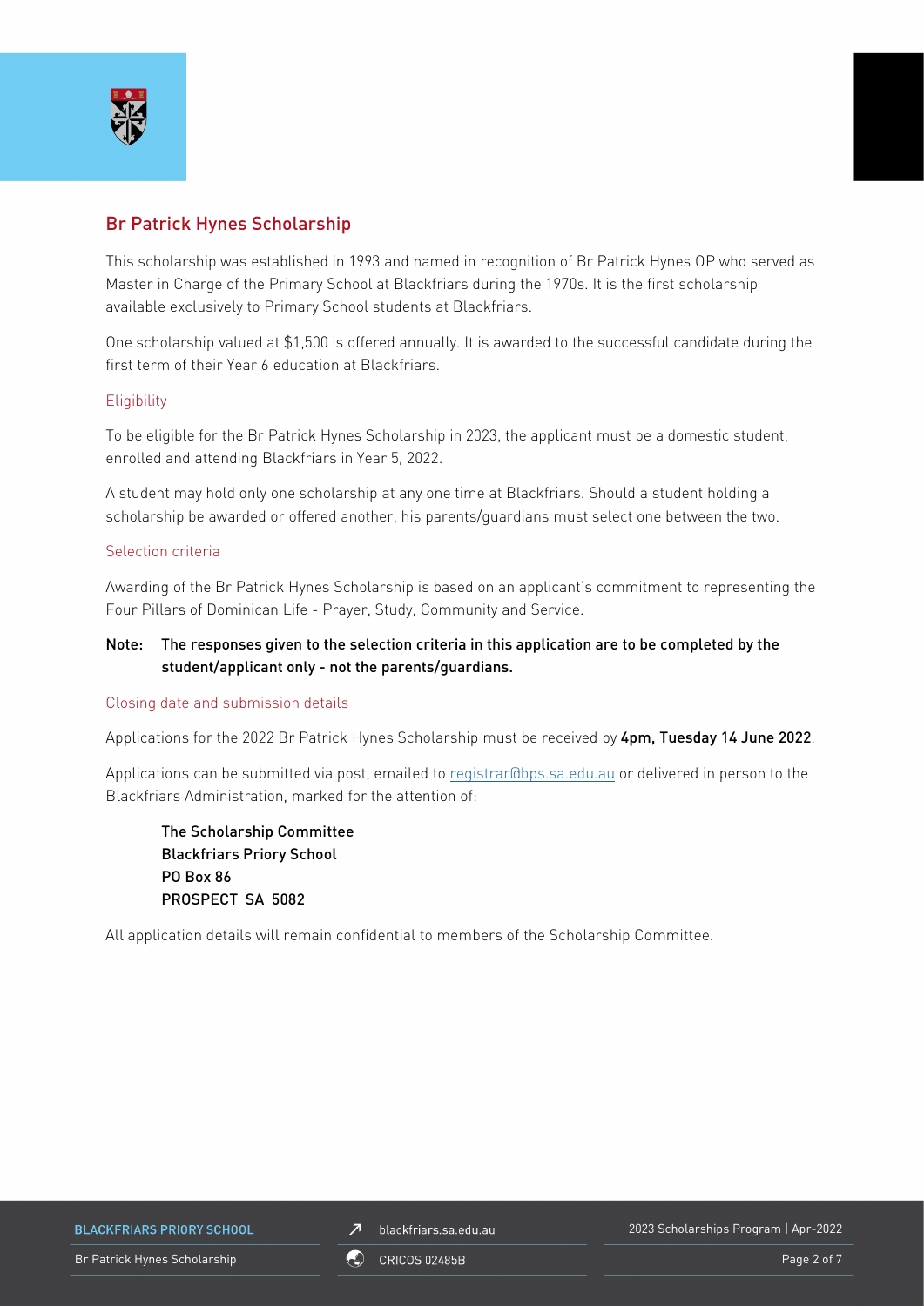## Br Patrick Hynes Scholarship

This scholarship was established in 1993 and named in recognition of Br Patrick Hynes OP who served as Master in Charge of the Primary School at Blackfriars during the 1970s. It is the first scholarship available exclusively to Primary School students at Blackfriars.

One scholarship valued at $1,500 is offered annually. It is awarded to the successful candidate during the first term of their Year 6 education at Blackfriars.

### Eligibility

To be eligible for the Br Patrick Hynes Scholarship in 2023, the applicant must be a domestic student, enrolled and attending Blackfriars in Year 5, 2022.

A student may hold only one scholarship at any one time at Blackfriars. Should a student holding a scholarship be awarded or offered another, his parents/guardians must select one between the two.

### Selection criteria

Awarding of the Br Patrick Hynes Scholarship is based on an applicant's commitment to representing the Four Pillars of Dominican Life - Prayer, Study, Community and Service.

**Note: The responses given to the selection criteria in this application are to be completed by the student/applicant only - not the parents/guardians.**

### Closing date and submission details

Applications for the 2022 Br Patrick Hynes Scholarship must be received by **4pm, Tuesday 14 June 2022**.

Applications can be submitted via post, emailed to registrar@bps.sa.edu.au or delivered in person to the Blackfriars Administration, marked for the attention of:

**The Scholarship Committee**
**Blackfriars Priory School**
**PO Box 86**
**PROSPECT SA 5082**

All application details will remain confidential to members of the Scholarship Committee.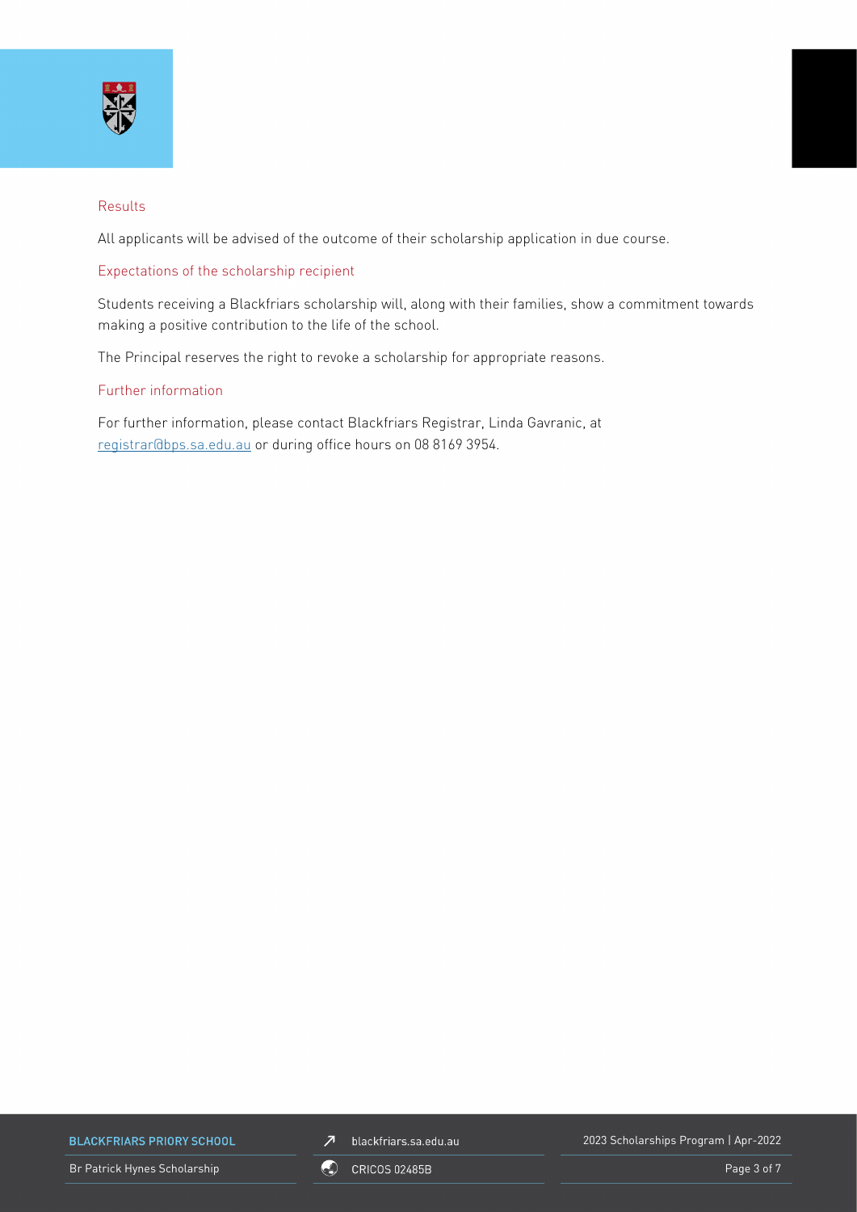## Results

All applicants will be advised of the outcome of their scholarship application in due course.

## Expectations of the scholarship recipient

Students receiving a Blackfriars scholarship will, along with their families, show a commitment towards making a positive contribution to the life of the school.

The Principal reserves the right to revoke a scholarship for appropriate reasons.

## Further information

For further information, please contact Blackfriars Registrar, Linda Gavranic, at registrar@bps.sa.edu.au or during office hours on 08 8169 3954.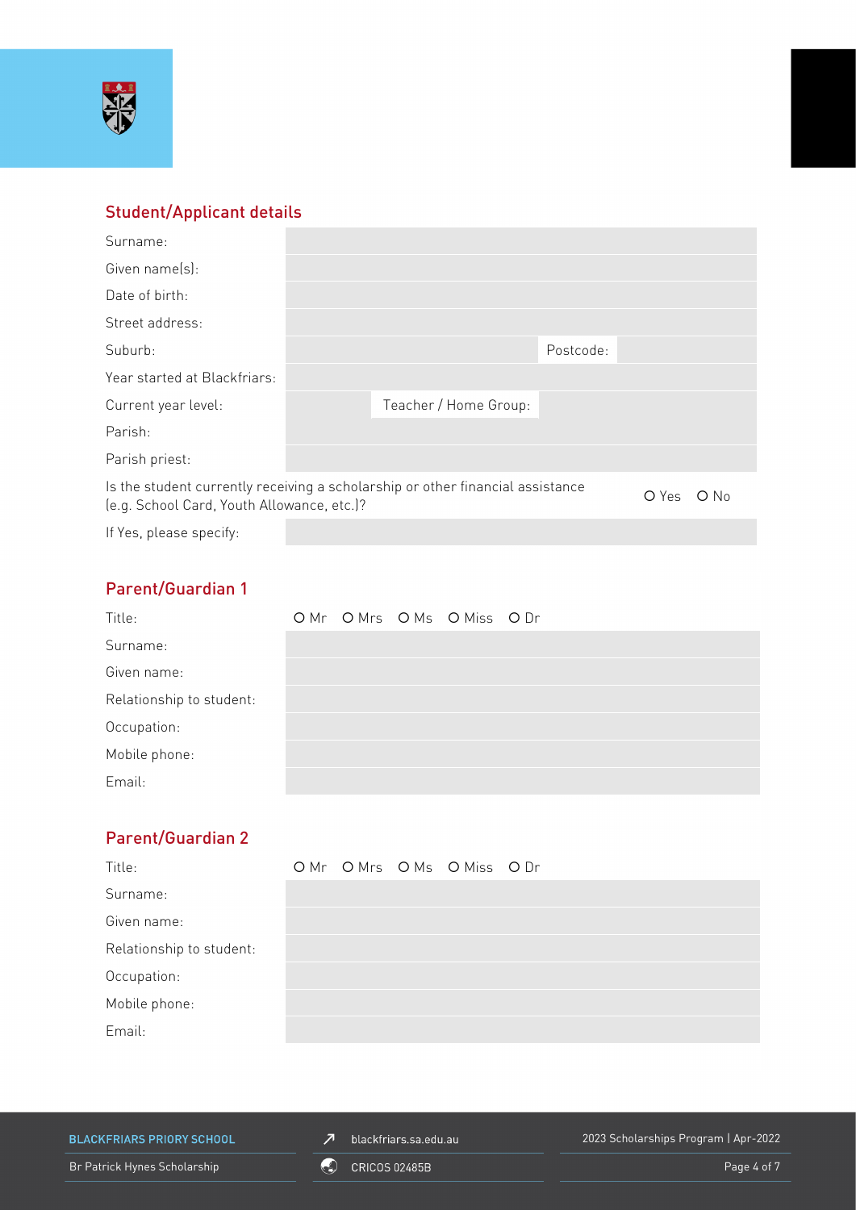## Student/Applicant details

| | | | |
|---|---|---|---|
| Surname: | | | |
| Given name(s): | | | |
| Date of birth: | | | |
| Street address: | | | |
| Suburb: | | Postcode: | |
| Year started at Blackfriars: | | | |
| Current year level: | | Teacher / Home Group: | |
| Parish: | | | |
| Parish priest: | | | |

Is the student currently receiving a scholarship or other financial assistance (e.g. School Card, Youth Allowance, etc.)? O Yes O No

If Yes, please specify:

## Parent/Guardian 1

| | |
|---|---|
| Title: | O Mr O Mrs O Ms O Miss O Dr |
| Surname: | |
| Given name: | |
| Relationship to student: | |
| Occupation: | |
| Mobile phone: | |
| Email: | |

## Parent/Guardian 2

| | |
|---|---|
| Title: | O Mr O Mrs O Ms O Miss O Dr |
| Surname: | |
| Given name: | |
| Relationship to student: | |
| Occupation: | |
| Mobile phone: | |
| Email: | |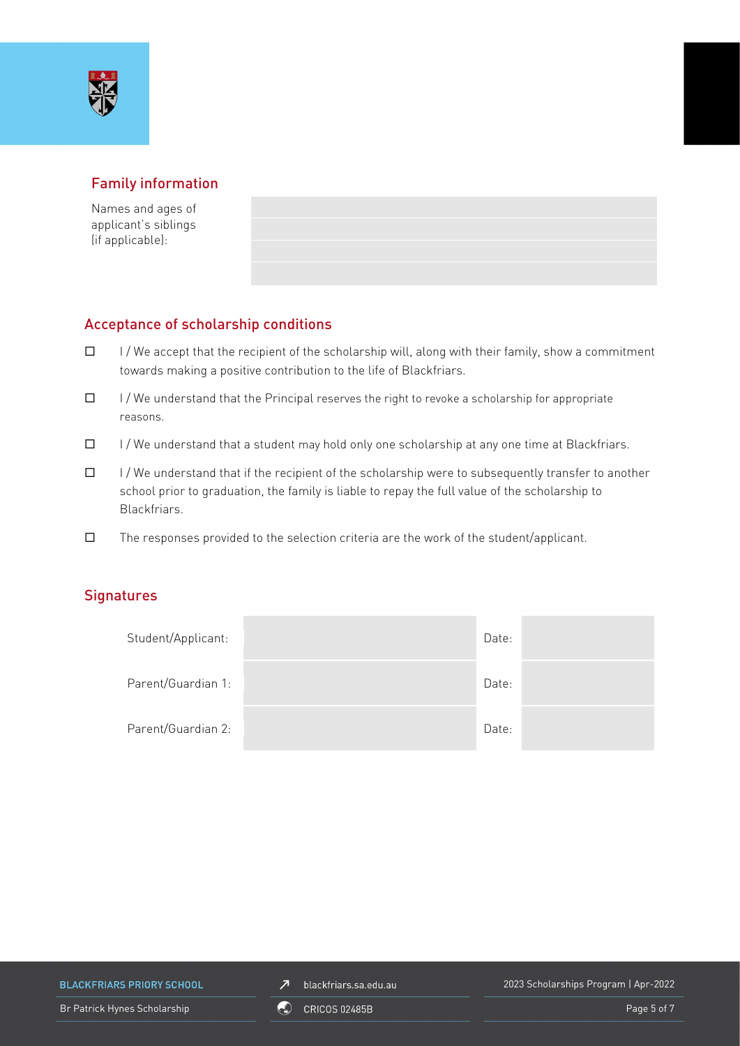## Family information

| Names and ages of applicant's siblings (if applicable): | |
|---|---|
| | |
| | |
| | |

## Acceptance of scholarship conditions

- ☐ I / We accept that the recipient of the scholarship will, along with their family, show a commitment towards making a positive contribution to the life of Blackfriars.
- ☐ I / We understand that the Principal reserves the right to revoke a scholarship for appropriate reasons.
- ☐ I / We understand that a student may hold only one scholarship at any one time at Blackfriars.
- ☐ I / We understand that if the recipient of the scholarship were to subsequently transfer to another school prior to graduation, the family is liable to repay the full value of the scholarship to Blackfriars.
- ☐ The responses provided to the selection criteria are the work of the student/applicant.

## Signatures

| | | | |
|---|---|---|---|
| Student/Applicant: | | Date: | |
| Parent/Guardian 1: | | Date: | |
| Parent/Guardian 2: | | Date: | |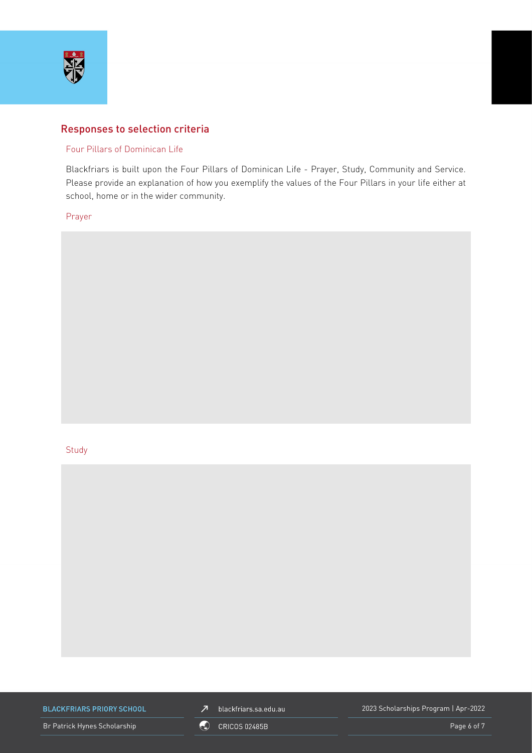## Responses to selection criteria

### Four Pillars of Dominican Life

Blackfriars is built upon the Four Pillars of Dominican Life - Prayer, Study, Community and Service. Please provide an explanation of how you exemplify the values of the Four Pillars in your life either at school, home or in the wider community.

#### Prayer

#### Study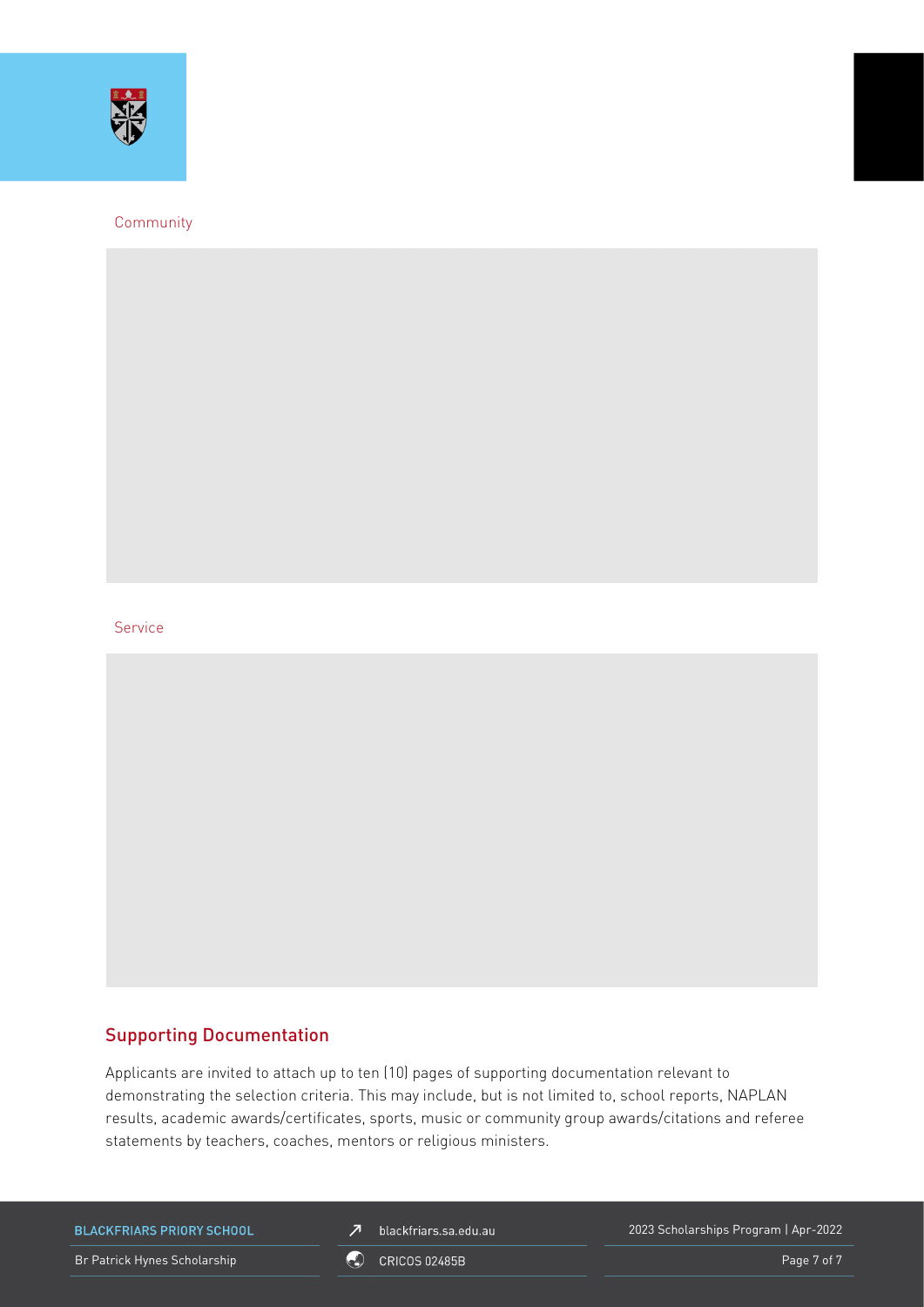Community

Service

## Supporting Documentation

Applicants are invited to attach up to ten (10) pages of supporting documentation relevant to demonstrating the selection criteria. This may include, but is not limited to, school reports, NAPLAN results, academic awards/certificates, sports, music or community group awards/citations and referee statements by teachers, coaches, mentors or religious ministers.